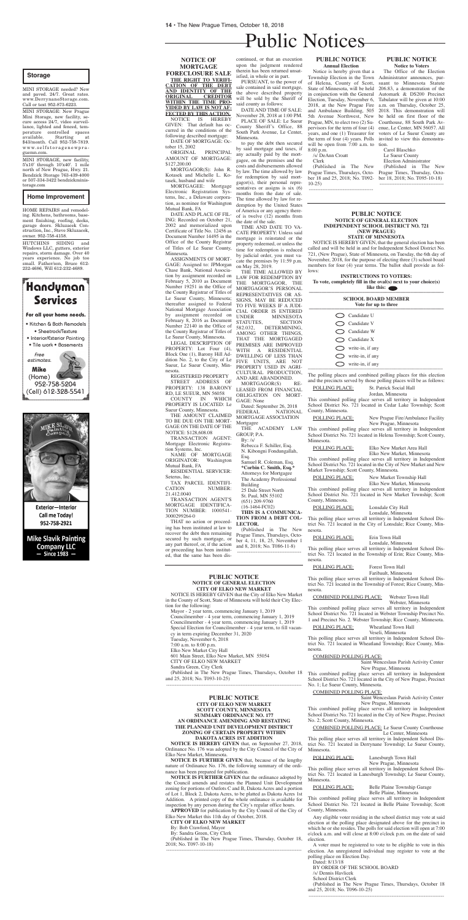# Public Notices

## Storage

MINI STORAGE needed? New and paved. 24/7. Great rates. www.DerrynaneStorage.com. Call or text 952-873-6223.

MINI STORAGE: New Prague Mini Storage, new facility, secure access 24/7, video surveillance, lighted and fenced, temperature controlled spaces available. Starting at $43/month. Call 952-758-7819. www.selfstoragenewpraguemn.com.

MINI STORAGE, new facility, 5'x10' through 10'x40'. 1 mile north of New Prague, Hwy. 21. Bendzick Storage 763-439-4000 or 507-334-3422 bendzickministorage.com

## Home Improvement

HOME REPAIRS and remodeling. Kitchens, bathrooms, basement finishing, roofing, decks, garage doors. Skluzacek Construction, Inc., Steve Skluzacek, owner. 952-758-4158.

HUTCHINS SIDING and Windows LLC, gutters, exterior repairs, storm damage. Over 40 years experience. No job too small. Father/son, Bruce 612-232-4686, Will 612-232-4689.

**Handyman Services**

For all your home needs.

- Kitchen & Bath Remodels
- Sheetrock/Texture
- Interior/Exterior Painting
- Tile work • Basements

Free estimates.

**Mike**
(Home) 952-758-5204
(Cell) 612-328-5541

**Exterior—Interior**
**Call me Today!**
**952-758-2921**

**Mike Slavik Painting Company LLC**
**— Since 1983 —**

---

## NOTICE OF MORTGAGE FORECLOSURE SALE

**THE RIGHT TO VERIFICATION OF THE DEBT AND IDENTITY OF THE ORIGINAL CREDITOR WITHIN THE TIME PROVIDED BY LAW IS NOT AFFECTED BY THIS ACTION.**

NOTICE IS HEREBY GIVEN: That default has occurred in the conditions of the following described mortgage:

DATE OF MORTGAGE: October 15, 2002

ORIGINAL PRINCIPAL AMOUNT OF MORTGAGE: $127,200.00

MORTGAGOR(S): John R. Kotasek and Michelle L. Kotasek, husband and wife

MORTGAGEE: Mortgage Electronic Registration Systems, Inc., a Delaware corporation, as nominee for Washington Mutual Bank, FA

DATE AND PLACE OF FILING: Recorded on October 21, 2002 and memorialized upon Certificate of Title No. 12456 as Document Number 14495 in the Office of the County Registrar of Titles of Le Sueur County, Minnesota.

ASSIGNMENTS OF MORTGAGE: Assigned to: JPMorgan Chase Bank, National Association by assignment recorded on February 5, 2010 as Document Number 19251 in the Office of the County Registrar of Titles of Le Sueur County, Minnesota; thereafter assigned to Federal National Mortgage Association by assignment recorded on February 8, 2016 as Document Number 22140 in the Office of the County Registrar of Titles of Le Sueur County, Minnesota.

LEGAL DESCRIPTION OF PROPERTY: Lot Four (4), Block One (1), Barony Hill Addition No. 2, to the City of Le Sueur, Le Sueur County, Minnesota.

REGISTERED PROPERTY

STREET ADDRESS OF PROPERTY: 138 BARONY RD, LE SUEUR, MN 56058

COUNTY IN WHICH PROPERTY IS LOCATED: Le Sueur County, Minnesota.

THE AMOUNT CLAIMED TO BE DUE ON THE MORTGAGE ON THE DATE OF THE NOTICE: $128,608.08

TRANSACTION AGENT: Mortgage Electronic Registration Systems, Inc.

NAME OF MORTGAGE ORIGINATOR: Washington Mutual Bank, FA

RESIDENTIAL SERVICER: Seterus, Inc.

TAX PARCEL IDENTIFICATION NUMBER: 21.412.0040

TRANSACTION AGENT'S MORTGAGE IDENTIFICATION NUMBER: 1000541-3000299264-0

THAT no action or proceeding has been instituted at law to recover the debt then remaining secured by such mortgage, or any part thereof, or, if the action or proceeding has been instituted, that the same has been discontinued, or that an execution upon the judgment rendered therein has been returned unsatisfied, in whole or in part.

PURSUANT, to the power of sale contained in said mortgage, the above described property will be sold by the Sheriff of said county as follows:

DATE AND TIME OF SALE: November 28, 2018 at 1:00 PM.

PLACE OF SALE: Le Sueur County Sheriff's Office, 88 South Park Avenue, Le Center, Minnesota.

to pay the debt then secured by said mortgage and taxes, if any actually paid by the mortgagee, on the premises and the costs and disbursements allowed by law. The time allowed by law for redemption by said mortgagor(s), their personal representatives or assigns is six (6) months from the date of sale. The time allowed by law for redemption by the United States of America or any agency thereof is twelve (12) months from the date of the sale.

TIME AND DATE TO VACATE PROPERTY: Unless said mortgage is reinstated or the property redeemed, or unless the time for redemption is reduced by judicial order, you must vacate the premises by 11:59 p.m. on May 28, 2019.

THE TIME ALLOWED BY LAW FOR REDEMPTION BY THE MORTGAGOR, THE MORTGAGOR'S PERSONAL REPRESENTATIVES OR ASSIGNS, MAY BE REDUCED TO FIVE WEEKS IF A JUDICIAL ORDER IS ENTERED UNDER MINNESOTA STATUTES, SECTION 582.032, DETERMINING, AMONG OTHER THINGS, THAT THE MORTGAGED PREMISES ARE IMPROVED WITH A RESIDENTIAL DWELLING OF LESS THAN FIVE UNITS, ARE NOT PROPERTY USED IN AGRICULTURAL PRODUCTION, AND ARE ABANDONED.

MORTGAGOR(S) RELEASED FROM FINANCIAL OBLIGATION ON MORTGAGE: None

Dated: September 26, 2018

FEDERAL NATIONAL MORTGAGE ASSOCIATION
Mortgagee

THE ACADEMY LAW GROUP, P.A.
By: /s/
Rebecca F. Schiller, Esq.
N. Kibongni Fondungallah, Esq.
Samuel R. Coleman, Esq.
*Corbin C. Smith, Esq.*
Attorneys for Mortgagee
The Academy Professional Building
25 Dale Street North
St. Paul, MN 55102
(651) 209-9760
(16-1464-FC02)

**THIS IS A COMMUNICATION FROM A DEBT COLLECTOR.**

(Published in The New Prague Times, Thursdays, October 4, 11, 18, 25, November 1 and 8, 2018; No. T086-11-8)

---

## PUBLIC NOTICE
### Annual Election

Notice is hereby given that a Township Election in the Town of Helena, County of Scott, State of Minnesota, will be held in conjunction with the General Election, Tuesday, November 6, 2018, at the New Prague Fire and Ambulance Building, 505 5th Avenue Northwest, New Prague, MN, to elect two (2) Supervisors for the term of four (4) years, and one (1) Treasurer for the term of four (4) years. Polls will be open from 7:00 a.m. to 8:00 p.m.

/s/ DeAnn Croatt
Clerk

(Published in The New Prague Times, Thursdays, October 18 and 25, 2018; No. T092-10-25)

---

## PUBLIC NOTICE
### Notice to Voters

The Office of the Election Administrator announces, pursuant to Minnesota Statute 206.83, a demonstration of the Automark & DS200 Precinct Tabulator will be given at 10:00 a.m. on Thursday, October 25, 2018. This demonstration will be held on first floor of the Courthouse, 88 South Park Avenue, Le Center, MN 56057. All voters of Le Sueur County are invited to view this demonstration.

Carol Blaschko
Le Sueur County
Election Administrator

(Published in The New Prague Times, Thursday, October 18, 2018; No. T095-10-18)

---

## PUBLIC NOTICE
### NOTICE OF GENERAL ELECTION
### INDEPENDENT SCHOOL DISTRICT NO. 721 (NEW PRAGUE)
### STATE OF MINNESOTA

NOTICE IS HEREBY GIVEN, that the general election has been called and will be held in and for Independent School District No. 721, (New Prague), State of Minnesota, on Tuesday, the 6th day of November, 2018, for the purpose of electing three (3) school board members for four (4) year terms. The ballot shall provide as follows:

**INSTRUCTIONS TO VOTERS:**
**To vote, completely fill in the oval(s) next to your choice(s) like this:** ⬬

| SCHOOL BOARD MEMBER Vote for up to three |
|---|
| ◯ Candidate U |
| ◯ Candidate V |
| ◯ Candidate W |
| ◯ Candidate X |
| ◯ write-in, if any |
| ◯ write-in, if any |
| ◯ write-in, if any |

The polling places and combined polling places for this election and the precincts served by those polling places will be as follows:

POLLING PLACE: St. Patrick Social Hall
Jordan, Minnesota

This combined polling place serves all territory in Independent School District No. 721 located in Cedar Lake Township; Scott County, Minnesota.

POLLING PLACE: New Prague Fire/Ambulance Facility
New Prague, Minnesota

This combined polling place serves all territory in Independent School District No. 721 located in Helena Township; Scott County, Minnesota.

POLLING PLACE: Elko New Market Area Hall
Elko New Market, Minnesota

This combined polling place serves all territory in Independent School District No. 721 located in the City of New Market and New Market Township; Scott County, Minnesota.

POLLING PLACE: New Market Township Hall
Elko New Market, Minnesota

This combined polling place serves all territory in Independent School District No. 721 located in New Market Township; Scott County, Minnesota.

POLLING PLACE: Lonsdale City Hall
Lonsdale, Minnesota

This polling place serves all territory in Independent School District No. 721 located in the City of Lonsdale; Rice County, Minnesota.

POLLING PLACE: Erin Town Hall
Lonsdale, Minnesota

This polling place serves all territory in Independent School District No. 721 located in the Township of Erin; Rice County, Minnesota.

POLLING PLACE: Forest Town Hall
Faribault, Minnesota

This polling place serves all territory in Independent School District No. 721 located in the Township of Forest; Rice County, Minnesota.

COMBINED POLLING PLACE: Webster Town Hall
Webster, Minnesota

This combined polling place serves all territory in Independent School District No. 721 located in Webster Township Precinct No. 1 and Precinct No. 2. Webster Township; Rice County, Minnesota.

POLLING PLACE: Wheatland Town Hall
Veseli, Minnesota

This polling place serves all territory in Independent School District No. 721 located in Wheatland Township; Rice County, Minnesota.

COMBINED POLLING PLACE:
Saint Wenceslaus Parish Activity Center
New Prague, Minnesota

This combined polling place serves all territory in Independent School District No. 721 located in the City of New Prague, Precinct No. 1; Le Sueur County, Minnesota.

COMBINED POLLING PLACE:
Saint Wenceslaus Parish Activity Center
New Prague, Minnesota

This combined polling place serves all territory in Independent School District No. 721 located in the City of New Prague, Precinct No. 2; Scott County, Minnesota.

COMBINED POLLING PLACE: Le Sueur County Courthouse
Le Center, Minnesota

This polling place serves all territory in Independent School District No. 721 located in Derrynane Township; Le Sueur County, Minnesota.

POLLING PLACE: Lanesburgh Town Hall
New Prague, Minnesota

This polling place serves all territory in Independent School District No. 721 located in Lanesburgh Township; Le Sueur County, Minnesota.

POLLING PLACE: Belle Plaine Township Garage
Belle Plaine, Minnesota

This combined polling place serves all territory in Independent School District No. 721 located in Belle Plaine Township; Scott County, Minnesota.

Any eligible voter residing in the school district may vote at said election at the polling place designated above for the precinct in which he or she resides. The polls for said election will open at 7:00 o'clock a.m. and will close at 8:00 o'clock p.m. on the date of said election.

A voter must be registered to vote to be eligible to vote in this election. An unregistered individual may register to vote at the polling place on Election Day.

Dated: 8/13/18

BY ORDER OF THE SCHOOL BOARD
/s/ Dennis Havlicek
School District Clerk

(Published in The New Prague Times, Thursdays, October 18 and 25, 2018; No. T096-10-25)

---

## PUBLIC NOTICE
### NOTICE OF GENERAL ELECTION
### CITY OF ELKO NEW MARKET

NOTICE IS HEREBY GIVEN that the City of Elko New Market in the County of Scott, State of Minnesota will hold their City Election for the following:

Mayor - 2 year term, commencing January 1, 2019
Councilmember - 4 year term, commencing January 1, 2019
Councilmember - 4 year term, commencing January 1, 2019
Special Election for Councilmember - 4 year term, to fill vacancy in term expiring December 31, 2020
Tuesday, November 6, 2018
7:00 a.m. to 8:00 p.m.
Elko New Market City Hall
601 Main Street, Elko New Market, MN 55054
CITY OF ELKO NEW MARKET
Sandra Green, City Clerk

(Published in The New Prague Times, Thursdays, October 18 and 25, 2018; No. T093-10-25)

---

## PUBLIC NOTICE
### CITY OF ELKO NEW MARKET
### SCOTT COUNTY, MINNESOTA
### SUMMARY ORDINANCE NO. 177
### AN ORDINANCE AMENDING AND RESTATING THE PLANNED UNIT DEVELOPMENT DISTRICT ZONING OF CERTAIN PROPERTY WITHIN DAKOTA ACRES 1ST ADDITION

**NOTICE IS HEREBY GIVEN** that, on September 27, 2018, Ordinance No. 176 was adopted by the City Council of the City of Elko New Market, Minnesota.

**NOTICE IS FURTHER GIVEN** that, because of the lengthy nature of Ordinance No. 176, the following summary of the ordinance has been prepared for publication.

**NOTICE IS FURTHER GIVEN** that the ordinance adopted by the Council amends and restates the Planned Unit Development zoning for portions of Outlots C and B, Dakota Acres and a portion of Lot 1, Block 2, Dakota Acres, to be platted as Dakota Acres 1st Addition. A printed copy of the whole ordinance is available for inspection by any person during the City's regular office hours.

**APPROVED** for publication by the City Council of the City of Elko New Market this 11th day of October, 2018.

**CITY OF ELKO NEW MARKET**
By: Bob Crawford, Mayor
By: Sandra Green, City Clerk

(Published in The New Prague Times, Thursday, October 18, 2018; No. T097-10-18)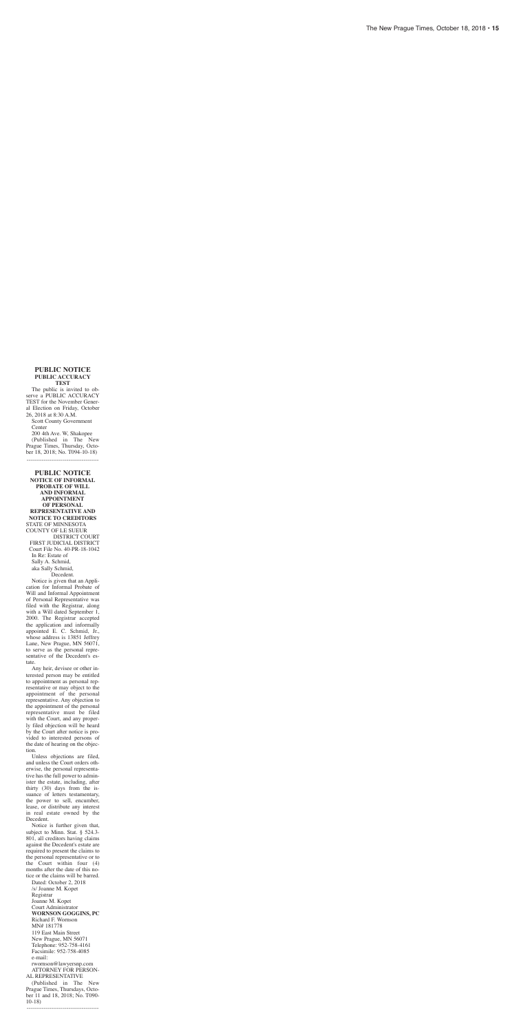## PUBLIC NOTICE

### PUBLIC ACCURACY TEST

The public is invited to observe a PUBLIC ACCURACY TEST for the November General Election on Friday, October 26, 2018 at 8:30 A.M.

Scott County Government Center

200 4th Ave. W, Shakopee

(Published in The New Prague Times, Thursday, October 18, 2018; No. T094-10-18)

---

## PUBLIC NOTICE

### NOTICE OF INFORMAL PROBATE OF WILL AND INFORMAL APPOINTMENT OF PERSONAL REPRESENTATIVE AND NOTICE TO CREDITORS

STATE OF MINNESOTA
COUNTY OF LE SUEUR

DISTRICT COURT
FIRST JUDICIAL DISTRICT
Court File No. 40-PR-18-1042

In Re: Estate of
Sally A. Schmid,
aka Sally Schmid,
Decedent.

Notice is given that an Application for Informal Probate of Will and Informal Appointment of Personal Representative was filed with the Registrar, along with a Will dated September 1, 2000. The Registrar accepted the application and informally appointed E. C. Schmid, Jr., whose address is 13851 Jeffrey Lane, New Prague, MN 56071, to serve as the personal representative of the Decedent's estate.

Any heir, devisee or other interested person may be entitled to appointment as personal representative or may object to the appointment of the personal representative. Any objection to the appointment of the personal representative must be filed with the Court, and any properly filed objection will be heard by the Court after notice is provided to interested persons of the date of hearing on the objection.

Unless objections are filed, and unless the Court orders otherwise, the personal representative has the full power to administer the estate, including, after thirty (30) days from the issuance of letters testamentary, the power to sell, encumber, lease, or distribute any interest in real estate owned by the Decedent.

Notice is further given that, subject to Minn. Stat. § 524.3-801, all creditors having claims against the Decedent's estate are required to present the claims to the personal representative or to the Court within four (4) months after the date of this notice or the claims will be barred.

Dated: October 2, 2018

/s/ Joanne M. Kopet
Registrar

Joanne M. Kopet
Court Administrator

**WORNSON GOGGINS, PC**
Richard F. Wornson
MN# 181778
119 East Main Street
New Prague, MN 56071
Telephone: 952-758-4161
Facsimile: 952-758-4085
e-mail:
rwornson@lawyersnp.com
ATTORNEY FOR PERSONAL REPRESENTATIVE

(Published in The New Prague Times, Thursdays, October 11 and 18, 2018; No. T090-10-18)

---